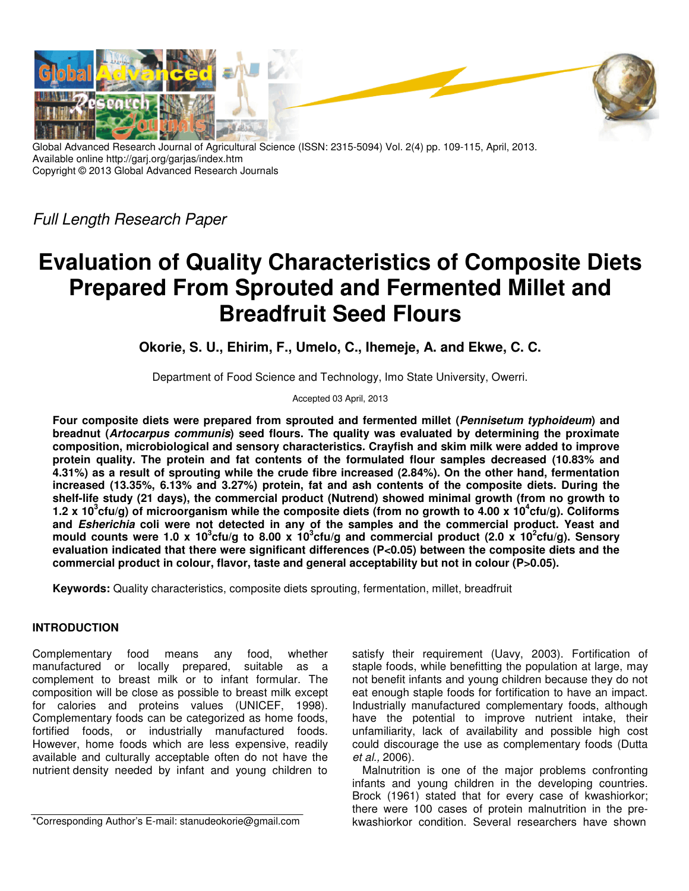Global Advanced Research Journal of Agricultural Science (ISSN: 2315-5094) Vol. 2(4) pp. 109-115, April, 2013.
Available online http://garj.org/garjas/index.htm
Copyright © 2013 Global Advanced Research Journals

*Full Length Research Paper*

# Evaluation of Quality Characteristics of Composite Diets Prepared From Sprouted and Fermented Millet and Breadfruit Seed Flours

**Okorie, S. U., Ehirim, F., Umelo, C., Ihemeje, A. and Ekwe, C. C.**

Department of Food Science and Technology, Imo State University, Owerri.

Accepted 03 April, 2013

**Four composite diets were prepared from sprouted and fermented millet (*Pennisetum typhoideum*) and breadnut (*Artocarpus communis*) seed flours. The quality was evaluated by determining the proximate composition, microbiological and sensory characteristics. Crayfish and skim milk were added to improve protein quality. The protein and fat contents of the formulated flour samples decreased (10.83% and 4.31%) as a result of sprouting while the crude fibre increased (2.84%). On the other hand, fermentation increased (13.35%, 6.13% and 3.27%) protein, fat and ash contents of the composite diets. During the shelf-life study (21 days), the commercial product (Nutrend) showed minimal growth (from no growth to 1.2 x $10^3$cfu/g) of microorganism while the composite diets (from no growth to 4.00 x $10^4$cfu/g). Coliforms and *Esherichia* coli were not detected in any of the samples and the commercial product. Yeast and mould counts were 1.0 x $10^3$cfu/g to 8.00 x $10^3$cfu/g and commercial product (2.0 x $10^2$cfu/g). Sensory evaluation indicated that there were significant differences ($P<0.05$) between the composite diets and the commercial product in colour, flavor, taste and general acceptability but not in colour ($P>0.05$).**

**Keywords:** Quality characteristics, composite diets sprouting, fermentation, millet, breadfruit

## INTRODUCTION

Complementary food means any food, whether manufactured or locally prepared, suitable as a complement to breast milk or to infant formular. The composition will be close as possible to breast milk except for calories and proteins values (UNICEF, 1998). Complementary foods can be categorized as home foods, fortified foods, or industrially manufactured foods. However, home foods which are less expensive, readily available and culturally acceptable often do not have the nutrient density needed by infant and young children to satisfy their requirement (Uavy, 2003). Fortification of staple foods, while benefitting the population at large, may not benefit infants and young children because they do not eat enough staple foods for fortification to have an impact. Industrially manufactured complementary foods, although have the potential to improve nutrient intake, their unfamiliarity, lack of availability and possible high cost could discourage the use as complementary foods (Dutta *et al.,* 2006).

Malnutrition is one of the major problems confronting infants and young children in the developing countries. Brock (1961) stated that for every case of kwashiorkor; there were 100 cases of protein malnutrition in the pre-kwashiorkor condition. Several researchers have shown

\*Corresponding Author's E-mail: stanudeokorie@gmail.com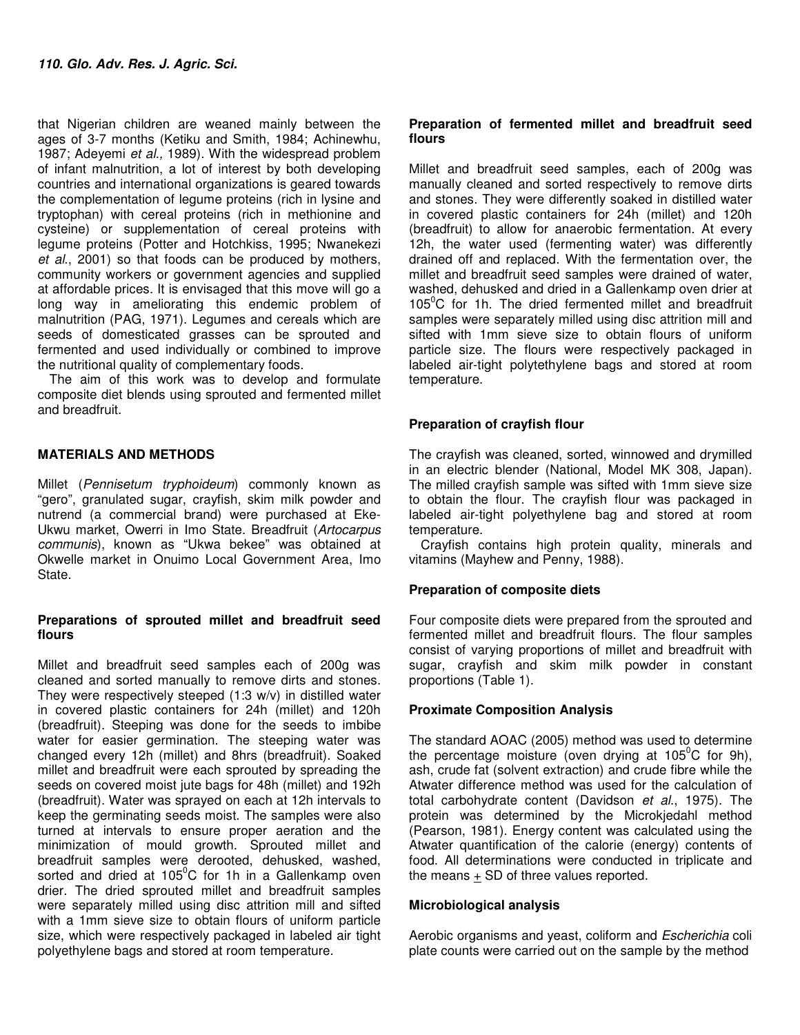that Nigerian children are weaned mainly between the ages of 3-7 months (Ketiku and Smith, 1984; Achinewhu, 1987; Adeyemi *et al.,* 1989). With the widespread problem of infant malnutrition, a lot of interest by both developing countries and international organizations is geared towards the complementation of legume proteins (rich in lysine and tryptophan) with cereal proteins (rich in methionine and cysteine) or supplementation of cereal proteins with legume proteins (Potter and Hotchkiss, 1995; Nwanekezi *et al*., 2001) so that foods can be produced by mothers, community workers or government agencies and supplied at affordable prices. It is envisaged that this move will go a long way in ameliorating this endemic problem of malnutrition (PAG, 1971). Legumes and cereals which are seeds of domesticated grasses can be sprouted and fermented and used individually or combined to improve the nutritional quality of complementary foods.

The aim of this work was to develop and formulate composite diet blends using sprouted and fermented millet and breadfruit.

## MATERIALS AND METHODS

Millet (*Pennisetum tryphoideum*) commonly known as "gero", granulated sugar, crayfish, skim milk powder and nutrend (a commercial brand) were purchased at Eke-Ukwu market, Owerri in Imo State. Breadfruit (*Artocarpus communis*), known as "Ukwa bekee" was obtained at Okwelle market in Onuimo Local Government Area, Imo State.

### Preparations of sprouted millet and breadfruit seed flours

Millet and breadfruit seed samples each of 200g was cleaned and sorted manually to remove dirts and stones. They were respectively steeped (1:3 w/v) in distilled water in covered plastic containers for 24h (millet) and 120h (breadfruit). Steeping was done for the seeds to imbibe water for easier germination. The steeping water was changed every 12h (millet) and 8hrs (breadfruit). Soaked millet and breadfruit were each sprouted by spreading the seeds on covered moist jute bags for 48h (millet) and 192h (breadfruit). Water was sprayed on each at 12h intervals to keep the germinating seeds moist. The samples were also turned at intervals to ensure proper aeration and the minimization of mould growth. Sprouted millet and breadfruit samples were derooted, dehusked, washed, sorted and dried at 105$^0$C for 1h in a Gallenkamp oven drier. The dried sprouted millet and breadfruit samples were separately milled using disc attrition mill and sifted with a 1mm sieve size to obtain flours of uniform particle size, which were respectively packaged in labeled air tight polyethylene bags and stored at room temperature.

### Preparation of fermented millet and breadfruit seed flours

Millet and breadfruit seed samples, each of 200g was manually cleaned and sorted respectively to remove dirts and stones. They were differently soaked in distilled water in covered plastic containers for 24h (millet) and 120h (breadfruit) to allow for anaerobic fermentation. At every 12h, the water used (fermenting water) was differently drained off and replaced. With the fermentation over, the millet and breadfruit seed samples were drained of water, washed, dehusked and dried in a Gallenkamp oven drier at 105$^0$C for 1h. The dried fermented millet and breadfruit samples were separately milled using disc attrition mill and sifted with 1mm sieve size to obtain flours of uniform particle size. The flours were respectively packaged in labeled air-tight polytethylene bags and stored at room temperature.

### Preparation of crayfish flour

The crayfish was cleaned, sorted, winnowed and drymilled in an electric blender (National, Model MK 308, Japan). The milled crayfish sample was sifted with 1mm sieve size to obtain the flour. The crayfish flour was packaged in labeled air-tight polyethylene bag and stored at room temperature.

Crayfish contains high protein quality, minerals and vitamins (Mayhew and Penny, 1988).

### Preparation of composite diets

Four composite diets were prepared from the sprouted and fermented millet and breadfruit flours. The flour samples consist of varying proportions of millet and breadfruit with sugar, crayfish and skim milk powder in constant proportions (Table 1).

### Proximate Composition Analysis

The standard AOAC (2005) method was used to determine the percentage moisture (oven drying at 105$^0$C for 9h), ash, crude fat (solvent extraction) and crude fibre while the Atwater difference method was used for the calculation of total carbohydrate content (Davidson *et al*., 1975). The protein was determined by the Microkjedahl method (Pearson, 1981). Energy content was calculated using the Atwater quantification of the calorie (energy) contents of food. All determinations were conducted in triplicate and the means $\pm$ SD of three values reported.

### Microbiological analysis

Aerobic organisms and yeast, coliform and *Escherichia* coli plate counts were carried out on the sample by the method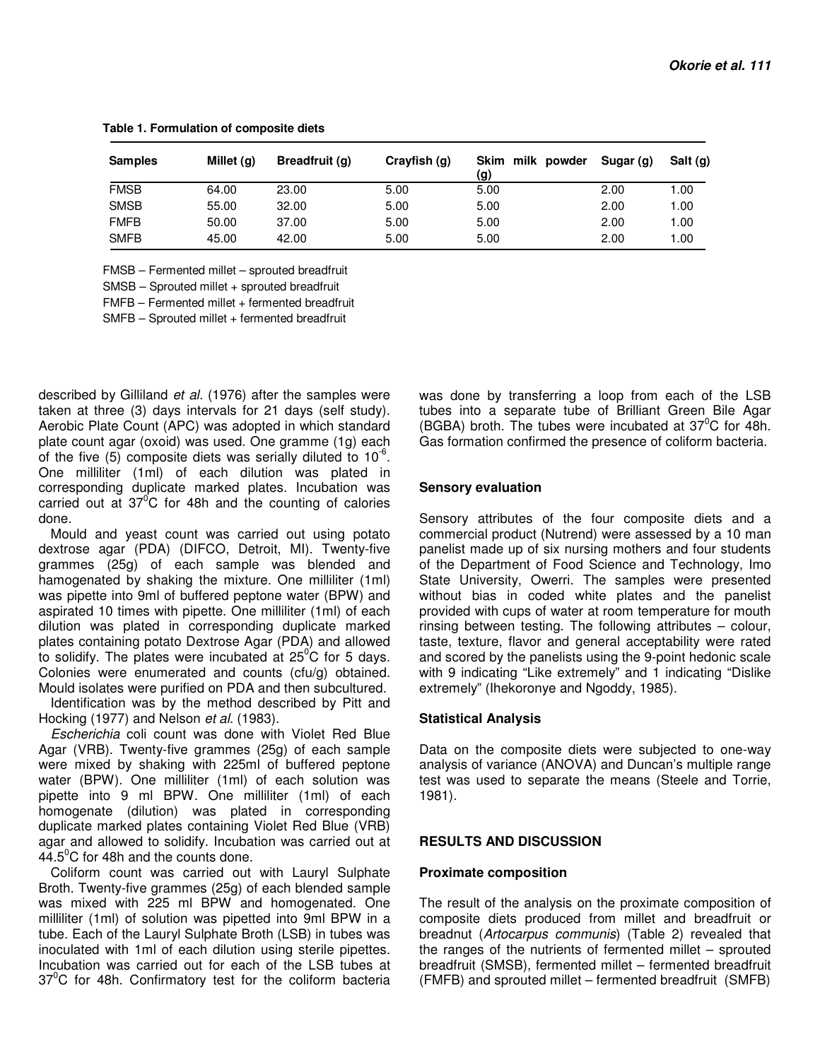**Table 1. Formulation of composite diets**

| Samples | Millet (g) | Breadfruit (g) | Crayfish (g) | Skim milk powder (g) | Sugar (g) | Salt (g) |
|---|---|---|---|---|---|---|
| FMSB | 64.00 | 23.00 | 5.00 | 5.00 | 2.00 | 1.00 |
| SMSB | 55.00 | 32.00 | 5.00 | 5.00 | 2.00 | 1.00 |
| FMFB | 50.00 | 37.00 | 5.00 | 5.00 | 2.00 | 1.00 |
| SMFB | 45.00 | 42.00 | 5.00 | 5.00 | 2.00 | 1.00 |

FMSB – Fermented millet – sprouted breadfruit

SMSB – Sprouted millet + sprouted breadfruit

FMFB – Fermented millet + fermented breadfruit

SMFB – Sprouted millet + fermented breadfruit

described by Gilliland *et al.* (1976) after the samples were taken at three (3) days intervals for 21 days (self study). Aerobic Plate Count (APC) was adopted in which standard plate count agar (oxoid) was used. One gramme (1g) each of the five (5) composite diets was serially diluted to $10^{-6}$. One milliliter (1ml) of each dilution was plated in corresponding duplicate marked plates. Incubation was carried out at $37^0$C for 48h and the counting of calories done.

Mould and yeast count was carried out using potato dextrose agar (PDA) (DIFCO, Detroit, MI). Twenty-five grammes (25g) of each sample was blended and hamogenated by shaking the mixture. One milliliter (1ml) was pipette into 9ml of buffered peptone water (BPW) and aspirated 10 times with pipette. One milliliter (1ml) of each dilution was plated in corresponding duplicate marked plates containing potato Dextrose Agar (PDA) and allowed to solidify. The plates were incubated at $25^0$C for 5 days. Colonies were enumerated and counts (cfu/g) obtained. Mould isolates were purified on PDA and then subcultured.

Identification was by the method described by Pitt and Hocking (1977) and Nelson *et al.* (1983).

*Escherichia* coli count was done with Violet Red Blue Agar (VRB). Twenty-five grammes (25g) of each sample were mixed by shaking with 225ml of buffered peptone water (BPW). One milliliter (1ml) of each solution was pipette into 9 ml BPW. One milliliter (1ml) of each homogenate (dilution) was plated in corresponding duplicate marked plates containing Violet Red Blue (VRB) agar and allowed to solidify. Incubation was carried out at $44.5^0$C for 48h and the counts done.

Coliform count was carried out with Lauryl Sulphate Broth. Twenty-five grammes (25g) of each blended sample was mixed with 225 ml BPW and homogenated. One milliliter (1ml) of solution was pipetted into 9ml BPW in a tube. Each of the Lauryl Sulphate Broth (LSB) in tubes was inoculated with 1ml of each dilution using sterile pipettes. Incubation was carried out for each of the LSB tubes at $37^0$C for 48h. Confirmatory test for the coliform bacteria was done by transferring a loop from each of the LSB tubes into a separate tube of Brilliant Green Bile Agar (BGBA) broth. The tubes were incubated at $37^0$C for 48h. Gas formation confirmed the presence of coliform bacteria.

### Sensory evaluation

Sensory attributes of the four composite diets and a commercial product (Nutrend) were assessed by a 10 man panelist made up of six nursing mothers and four students of the Department of Food Science and Technology, Imo State University, Owerri. The samples were presented without bias in coded white plates and the panelist provided with cups of water at room temperature for mouth rinsing between testing. The following attributes – colour, taste, texture, flavor and general acceptability were rated and scored by the panelists using the 9-point hedonic scale with 9 indicating "Like extremely" and 1 indicating "Dislike extremely" (Ihekoronye and Ngoddy, 1985).

### Statistical Analysis

Data on the composite diets were subjected to one-way analysis of variance (ANOVA) and Duncan's multiple range test was used to separate the means (Steele and Torrie, 1981).

## RESULTS AND DISCUSSION

### Proximate composition

The result of the analysis on the proximate composition of composite diets produced from millet and breadfruit or breadnut (*Artocarpus communis*) (Table 2) revealed that the ranges of the nutrients of fermented millet – sprouted breadfruit (SMSB), fermented millet – fermented breadfruit (FMFB) and sprouted millet – fermented breadfruit (SMFB)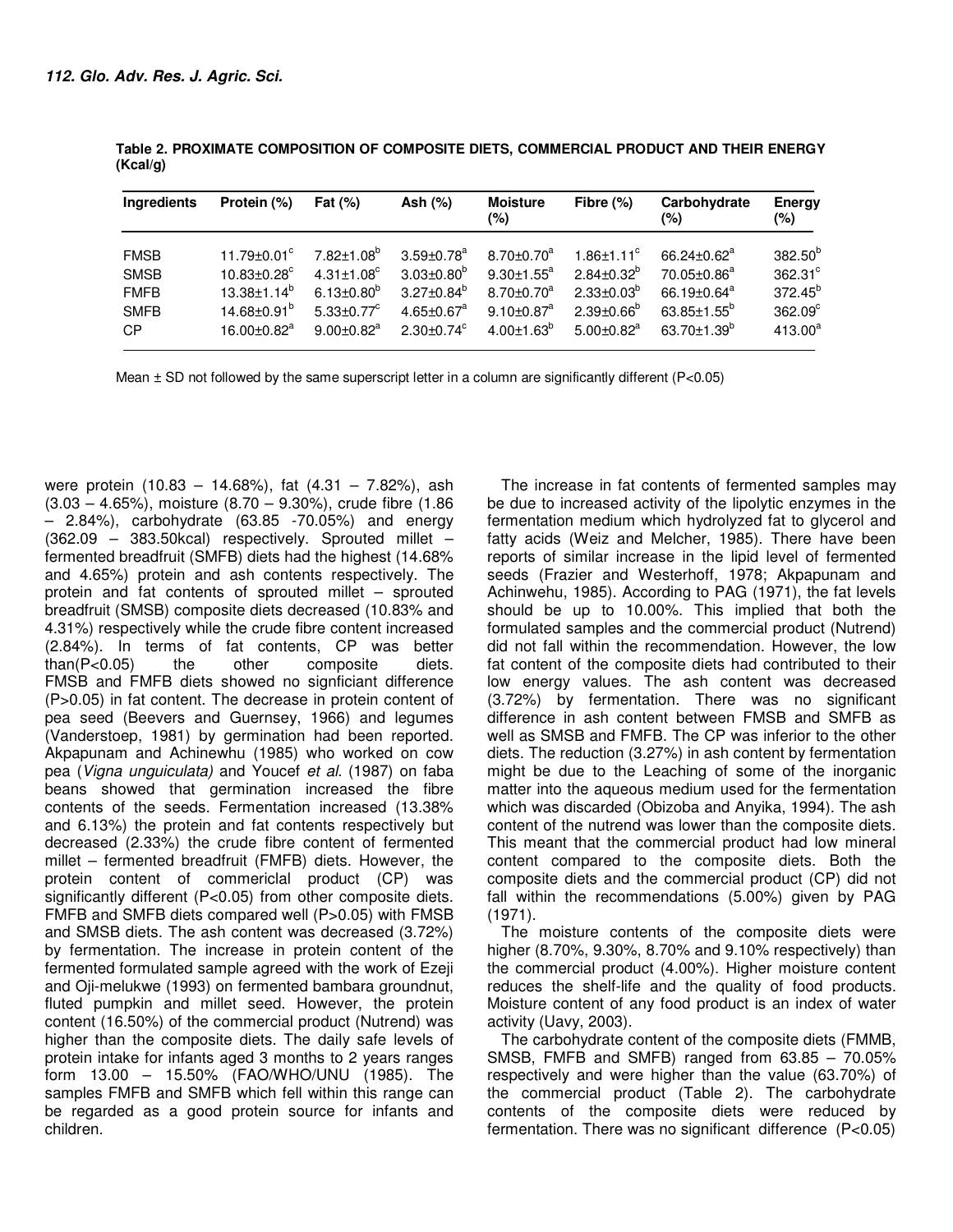**Table 2. PROXIMATE COMPOSITION OF COMPOSITE DIETS, COMMERCIAL PRODUCT AND THEIR ENERGY (Kcal/g)**

| Ingredients | Protein (%) | Fat (%) | Ash (%) | Moisture (%) | Fibre (%) | Carbohydrate (%) | Energy (%) |
|---|---|---|---|---|---|---|---|
| FMSB | $11.79\pm0.01^{c}$ | $7.82\pm1.08^{b}$ | $3.59\pm0.78^{a}$ | $8.70\pm0.70^{a}$ | $1.86\pm1.11^{c}$ | $66.24\pm0.62^{a}$ | $382.50^{b}$ |
| SMSB | $10.83\pm0.28^{c}$ | $4.31\pm1.08^{c}$ | $3.03\pm0.80^{b}$ | $9.30\pm1.55^{a}$ | $2.84\pm0.32^{b}$ | $70.05\pm0.86^{a}$ | $362.31^{c}$ |
| FMFB | $13.38\pm1.14^{b}$ | $6.13\pm0.80^{b}$ | $3.27\pm0.84^{b}$ | $8.70\pm0.70^{a}$ | $2.33\pm0.03^{b}$ | $66.19\pm0.64^{a}$ | $372.45^{b}$ |
| SMFB | $14.68\pm0.91^{b}$ | $5.33\pm0.77^{c}$ | $4.65\pm0.67^{a}$ | $9.10\pm0.87^{a}$ | $2.39\pm0.66^{b}$ | $63.85\pm1.55^{b}$ | $362.09^{c}$ |
| CP | $16.00\pm0.82^{a}$ | $9.00\pm0.82^{a}$ | $2.30\pm0.74^{c}$ | $4.00\pm1.63^{b}$ | $5.00\pm0.82^{a}$ | $63.70\pm1.39^{b}$ | $413.00^{a}$ |

Mean ± SD not followed by the same superscript letter in a column are significantly different ($P<0.05$)

were protein (10.83 – 14.68%), fat (4.31 – 7.82%), ash (3.03 – 4.65%), moisture (8.70 – 9.30%), crude fibre (1.86 – 2.84%), carbohydrate (63.85 -70.05%) and energy (362.09 – 383.50kcal) respectively. Sprouted millet – fermented breadfruit (SMFB) diets had the highest (14.68% and 4.65%) protein and ash contents respectively. The protein and fat contents of sprouted millet – sprouted breadfruit (SMSB) composite diets decreased (10.83% and 4.31%) respectively while the crude fibre content increased (2.84%). In terms of fat contents, CP was better than($P<0.05$) the other composite diets. FMSB and FMFB diets showed no signficiant difference ($P>0.05$) in fat content. The decrease in protein content of pea seed (Beevers and Guernsey, 1966) and legumes (Vanderstoep, 1981) by germination had been reported. Akpapunam and Achinewhu (1985) who worked on cow pea (*Vigna unguiculata)* and Youcef *et al.* (1987) on faba beans showed that germination increased the fibre contents of the seeds. Fermentation increased (13.38% and 6.13%) the protein and fat contents respectively but decreased (2.33%) the crude fibre content of fermented millet – fermented breadfruit (FMFB) diets. However, the protein content of commericial product (CP) was significantly different ($P<0.05$) from other composite diets. FMFB and SMFB diets compared well ($P>0.05$) with FMSB and SMSB diets. The ash content was decreased (3.72%) by fermentation. The increase in protein content of the fermented formulated sample agreed with the work of Ezeji and Oji-melukwe (1993) on fermented bambara groundnut, fluted pumpkin and millet seed. However, the protein content (16.50%) of the commercial product (Nutrend) was higher than the composite diets. The daily safe levels of protein intake for infants aged 3 months to 2 years ranges form 13.00 – 15.50% (FAO/WHO/UNU (1985). The samples FMFB and SMFB which fell within this range can be regarded as a good protein source for infants and children.

The increase in fat contents of fermented samples may be due to increased activity of the lipolytic enzymes in the fermentation medium which hydrolyzed fat to glycerol and fatty acids (Weiz and Melcher, 1985). There have been reports of similar increase in the lipid level of fermented seeds (Frazier and Westerhoff, 1978; Akpapunam and Achinwehu, 1985). According to PAG (1971), the fat levels should be up to 10.00%. This implied that both the formulated samples and the commercial product (Nutrend) did not fall within the recommendation. However, the low fat content of the composite diets had contributed to their low energy values. The ash content was decreased (3.72%) by fermentation. There was no significant difference in ash content between FMSB and SMFB as well as SMSB and FMFB. The CP was inferior to the other diets. The reduction (3.27%) in ash content by fermentation might be due to the Leaching of some of the inorganic matter into the aqueous medium used for the fermentation which was discarded (Obizoba and Anyika, 1994). The ash content of the nutrend was lower than the composite diets. This meant that the commercial product had low mineral content compared to the composite diets. Both the composite diets and the commercial product (CP) did not fall within the recommendations (5.00%) given by PAG (1971).

The moisture contents of the composite diets were higher (8.70%, 9.30%, 8.70% and 9.10% respectively) than the commercial product (4.00%). Higher moisture content reduces the shelf-life and the quality of food products. Moisture content of any food product is an index of water activity (Uavy, 2003).

The carbohydrate content of the composite diets (FMMB, SMSB, FMFB and SMFB) ranged from 63.85 – 70.05% respectively and were higher than the value (63.70%) of the commercial product (Table 2). The carbohydrate contents of the composite diets were reduced by fermentation. There was no significant difference ($P<0.05$)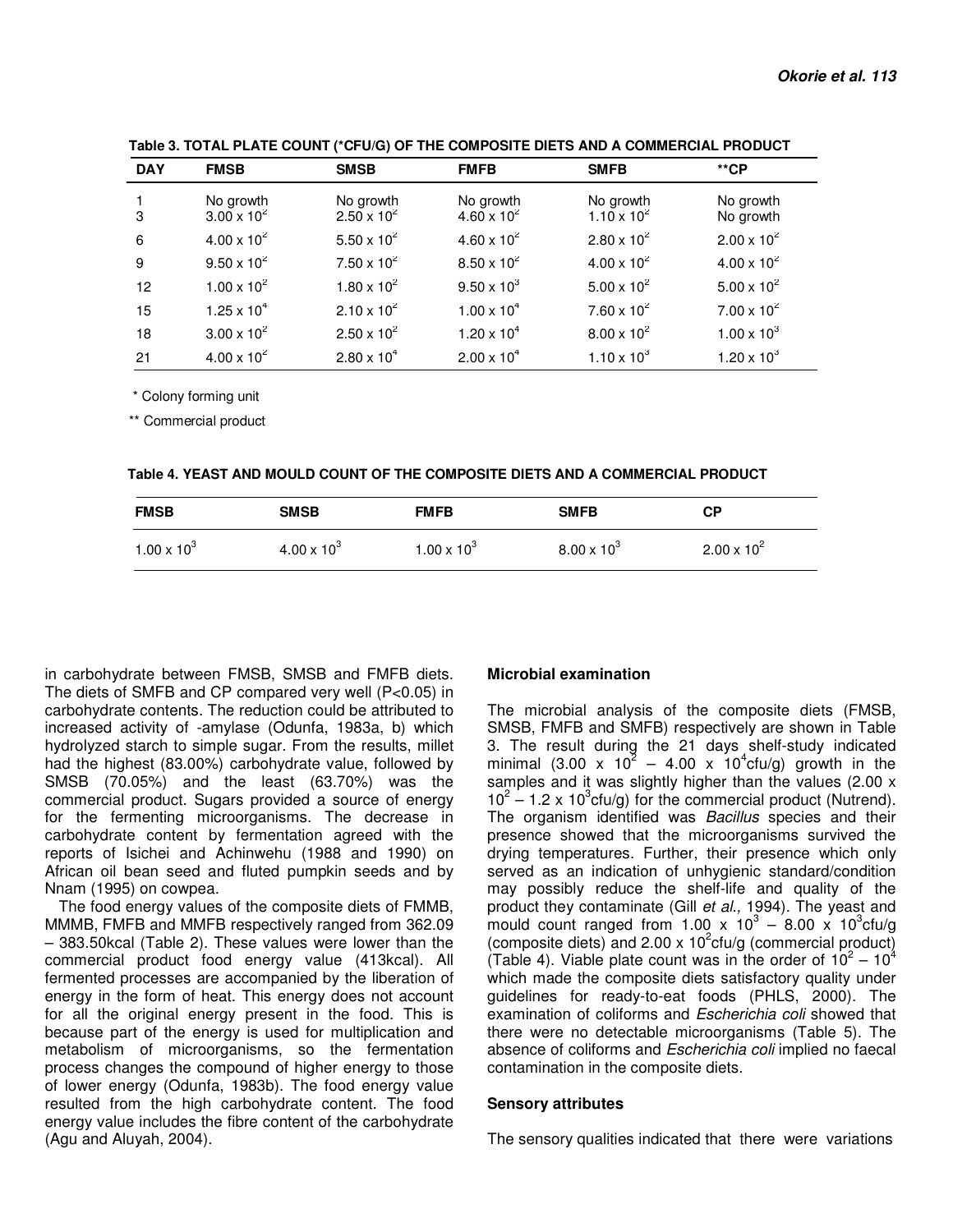**Table 3. TOTAL PLATE COUNT (*CFU/G) OF THE COMPOSITE DIETS AND A COMMERCIAL PRODUCT**

| DAY | FMSB | SMSB | FMFB | SMFB | **CP |
|---|---|---|---|---|---|
| 1 | No growth | No growth | No growth | No growth | No growth |
| 3 | $3.00 \times 10^2$ | $2.50 \times 10^2$ | $4.60 \times 10^2$ | $1.10 \times 10^2$ | No growth |
| 6 | $4.00 \times 10^2$ | $5.50 \times 10^2$ | $4.60 \times 10^2$ | $2.80 \times 10^2$ | $2.00 \times 10^2$ |
| 9 | $9.50 \times 10^2$ | $7.50 \times 10^2$ | $8.50 \times 10^2$ | $4.00 \times 10^2$ | $4.00 \times 10^2$ |
| 12 | $1.00 \times 10^2$ | $1.80 \times 10^2$ | $9.50 \times 10^3$ | $5.00 \times 10^2$ | $5.00 \times 10^2$ |
| 15 | $1.25 \times 10^4$ | $2.10 \times 10^2$ | $1.00 \times 10^4$ | $7.60 \times 10^2$ | $7.00 \times 10^2$ |
| 18 | $3.00 \times 10^2$ | $2.50 \times 10^2$ | $1.20 \times 10^4$ | $8.00 \times 10^2$ | $1.00 \times 10^3$ |
| 21 | $4.00 \times 10^2$ | $2.80 \times 10^4$ | $2.00 \times 10^4$ | $1.10 \times 10^3$ | $1.20 \times 10^3$ |

\* Colony forming unit

\** Commercial product

**Table 4. YEAST AND MOULD COUNT OF THE COMPOSITE DIETS AND A COMMERCIAL PRODUCT**

| FMSB | SMSB | FMFB | SMFB | CP |
|---|---|---|---|---|
| $1.00 \times 10^3$ | $4.00 \times 10^3$ | $1.00 \times 10^3$ | $8.00 \times 10^3$ | $2.00 \times 10^2$ |

in carbohydrate between FMSB, SMSB and FMFB diets. The diets of SMFB and CP compared very well ($P<0.05$) in carbohydrate contents. The reduction could be attributed to increased activity of -amylase (Odunfa, 1983a, b) which hydrolyzed starch to simple sugar. From the results, millet had the highest (83.00%) carbohydrate value, followed by SMSB (70.05%) and the least (63.70%) was the commercial product. Sugars provided a source of energy for the fermenting microorganisms. The decrease in carbohydrate content by fermentation agreed with the reports of Isichei and Achinwehu (1988 and 1990) on African oil bean seed and fluted pumpkin seeds and by Nnam (1995) on cowpea.

The food energy values of the composite diets of FMMB, MMMB, FMFB and MMFB respectively ranged from 362.09 – 383.50kcal (Table 2). These values were lower than the commercial product food energy value (413kcal). All fermented processes are accompanied by the liberation of energy in the form of heat. This energy does not account for all the original energy present in the food. This is because part of the energy is used for multiplication and metabolism of microorganisms, so the fermentation process changes the compound of higher energy to those of lower energy (Odunfa, 1983b). The food energy value resulted from the high carbohydrate content. The food energy value includes the fibre content of the carbohydrate (Agu and Aluyah, 2004).

**Microbial examination**

The microbial analysis of the composite diets (FMSB, SMSB, FMFB and SMFB) respectively are shown in Table 3. The result during the 21 days shelf-study indicated minimal ($3.00 \times 10^2$ – $4.00 \times 10^4$cfu/g) growth in the samples and it was slightly higher than the values ($2.00 \times 10^2$ – $1.2 \times 10^3$cfu/g) for the commercial product (Nutrend). The organism identified was *Bacillus* species and their presence showed that the microorganisms survived the drying temperatures. Further, their presence which only served as an indication of unhygienic standard/condition may possibly reduce the shelf-life and quality of the product they contaminate (Gill *et al.,* 1994). The yeast and mould count ranged from $1.00 \times 10^3$ – $8.00 \times 10^3$cfu/g (composite diets) and $2.00 \times 10^2$cfu/g (commercial product) (Table 4). Viable plate count was in the order of $10^2$ – $10^4$ which made the composite diets satisfactory quality under guidelines for ready-to-eat foods (PHLS, 2000). The examination of coliforms and *Escherichia coli* showed that there were no detectable microorganisms (Table 5). The absence of coliforms and *Escherichia coli* implied no faecal contamination in the composite diets.

**Sensory attributes**

The sensory qualities indicated that there were variations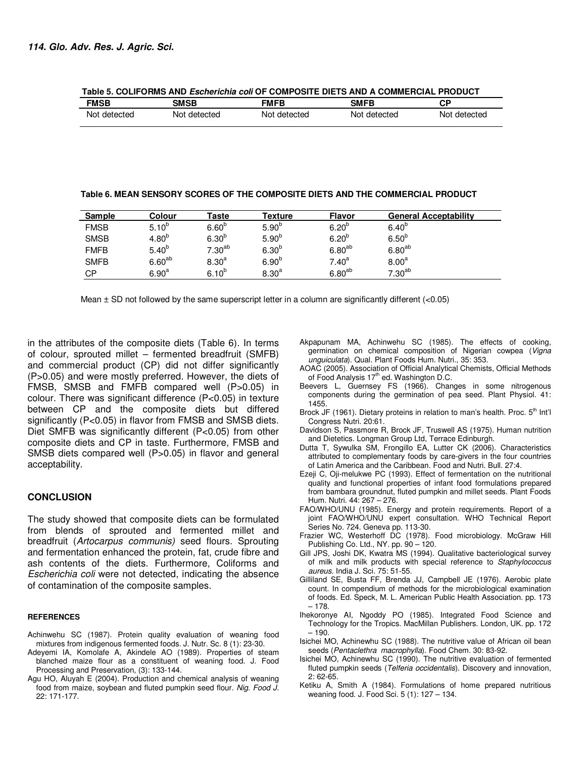**Table 5. COLIFORMS AND *Escherichia coli* OF COMPOSITE DIETS AND A COMMERCIAL PRODUCT**

| FMSB | SMSB | FMFB | SMFB | CP |
|---|---|---|---|---|
| Not detected | Not detected | Not detected | Not detected | Not detected |

**Table 6. MEAN SENSORY SCORES OF THE COMPOSITE DIETS AND THE COMMERCIAL PRODUCT**

| Sample | Colour | Taste | Texture | Flavor | General Acceptability |
|---|---|---|---|---|---|
| FMSB | $5.10^{b}$ | $6.60^{b}$ | $5.90^{b}$ | $6.20^{b}$ | $6.40^{b}$ |
| SMSB | $4.80^{b}$ | $6.30^{b}$ | $5.90^{b}$ | $6.20^{b}$ | $6.50^{b}$ |
| FMFB | $5.40^{b}$ | $7.30^{ab}$ | $6.30^{b}$ | $6.80^{ab}$ | $6.80^{ab}$ |
| SMFB | $6.60^{ab}$ | $8.30^{a}$ | $6.90^{b}$ | $7.40^{a}$ | $8.00^{a}$ |
| CP | $6.90^{a}$ | $6.10^{b}$ | $8.30^{a}$ | $6.80^{ab}$ | $7.30^{ab}$ |

Mean ± SD not followed by the same superscript letter in a column are significantly different (<0.05)

in the attributes of the composite diets (Table 6). In terms of colour, sprouted millet – fermented breadfruit (SMFB) and commercial product (CP) did not differ significantly (P>0.05) and were mostly preferred. However, the diets of FMSB, SMSB and FMFB compared well (P>0.05) in colour. There was significant difference (P<0.05) in texture between CP and the composite diets but differed significantly (P<0.05) in flavor from FMSB and SMSB diets. Diet SMFB was significantly different (P<0.05) from other composite diets and CP in taste. Furthermore, FMSB and SMSB diets compared well (P>0.05) in flavor and general acceptability.

## CONCLUSION

The study showed that composite diets can be formulated from blends of sprouted and fermented millet and breadfruit (*Artocarpus communis)* seed flours. Sprouting and fermentation enhanced the protein, fat, crude fibre and ash contents of the diets. Furthermore, Coliforms and *Escherichia coli* were not detected, indicating the absence of contamination of the composite samples.

### REFERENCES

Achinwehu SC (1987). Protein quality evaluation of weaning food mixtures from indigenous fermented foods. J. Nutr. Sc. 8 (1): 23-30.

Adeyemi IA, Komolafe A, Akindele AO (1989). Properties of steam blanched maize flour as a constituent of weaning food. J. Food Processing and Preservation, (3): 133-144.

Agu HO, Aluyah E (2004). Production and chemical analysis of weaning food from maize, soybean and fluted pumpkin seed flour. *Nig. Food J.* 22: 171-177.

Akpapunam MA, Achinwehu SC (1985). The effects of cooking, germination on chemical composition of Nigerian cowpea (*Vigna unguiculata*). Qual. Plant Foods Hum. Nutri., 35: 353.

AOAC (2005). Association of Official Analytical Chemists, Official Methods of Food Analysis 17th ed. Washington D.C.

Beevers L, Guernsey FS (1966). Changes in some nitrogenous components during the germination of pea seed. Plant Physiol. 41: 1455.

Brock JF (1961). Dietary proteins in relation to man's health. Proc. 5th Int'l Congress Nutri. 20:61.

Davidson S, Passmore R, Brock JF, Truswell AS (1975). Human nutrition and Dietetics. Longman Group Ltd, Terrace Edinburgh.

Dutta T, Sywulka SM, Frongillo EA, Lutter CK (2006). Characteristics attributed to complementary foods by care-givers in the four countries of Latin America and the Caribbean. Food and Nutri. Bull. 27:4.

Ezeji C, Oji-melukwe PC (1993). Effect of fermentation on the nutritional quality and functional properties of infant food formulations prepared from bambara groundnut, fluted pumpkin and millet seeds. Plant Foods Hum. Nutri. 44: 267 – 276.

FAO/WHO/UNU (1985). Energy and protein requirements. Report of a joint FAO/WHO/UNU expert consultation. WHO Technical Report Series No. 724. Geneva pp. 113-30.

Frazier WC, Westerhoff DC (1978). Food microbiology. McGraw Hill Publishing Co. Ltd., NY. pp. 90 – 120.

Gill JPS, Joshi DK, Kwatra MS (1994). Qualitative bacteriological survey of milk and milk products with special reference to *Staphylococcus aureus*. India J. Sci. 75: 51-55.

Gilliland SE, Busta FF, Brenda JJ, Campbell JE (1976). Aerobic plate count. In compendium of methods for the microbiological examination of foods. Ed. Speck, M. L. American Public Health Association. pp. 173 – 178.

Ihekoronye AI, Ngoddy PO (1985). Integrated Food Science and Technology for the Tropics. MacMillan Publishers. London, UK. pp. 172 – 190.

Isichei MO, Achinewhu SC (1988). The nutritive value of African oil bean seeds (*Pentaclethra macrophylla*). Food Chem. 30: 83-92.

Isichei MO, Achinewhu SC (1990). The nutritive evaluation of fermented fluted pumpkin seeds (*Telferia occidentalis*). Discovery and innovation, 2: 62-65.

Ketiku A, Smith A (1984). Formulations of home prepared nutritious weaning food. J. Food Sci. 5 (1): 127 – 134.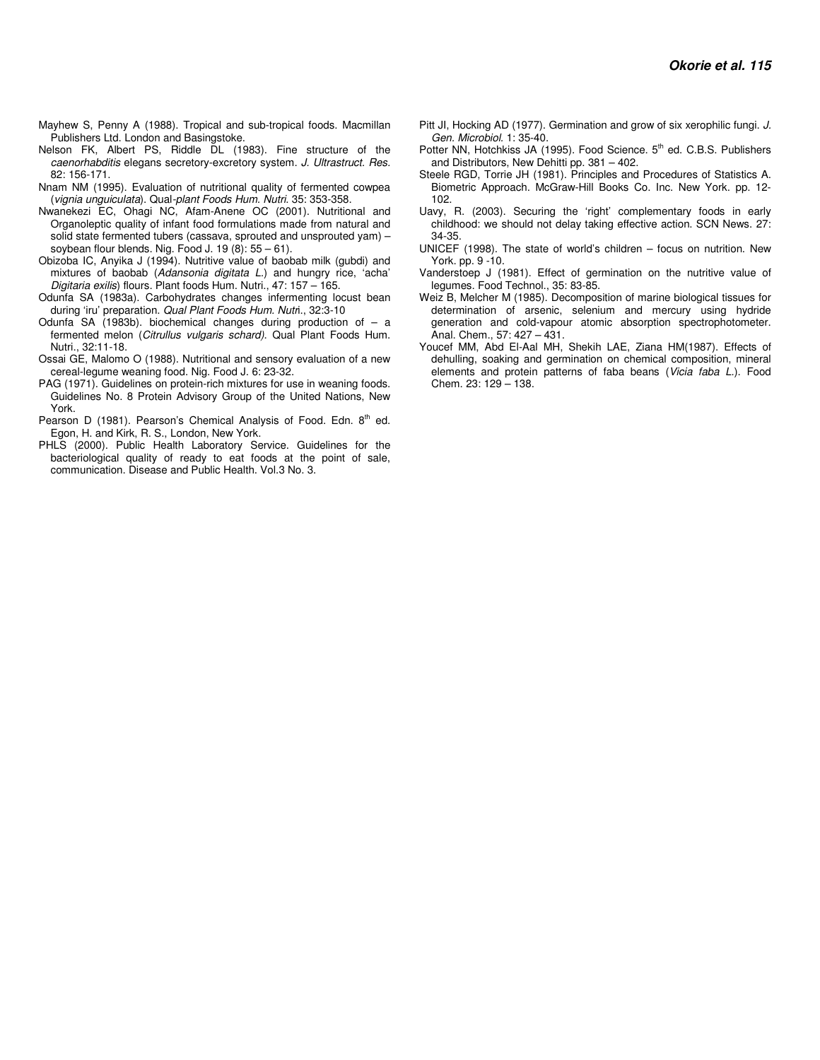Mayhew S, Penny A (1988). Tropical and sub-tropical foods. Macmillan Publishers Ltd. London and Basingstoke.

Nelson FK, Albert PS, Riddle DL (1983). Fine structure of the *caenorhabditis* elegans secretory-excretory system. *J. Ultrastruct. Res.* 82: 156-171.

Nnam NM (1995). Evaluation of nutritional quality of fermented cowpea (*vignia unguiculata*). Qual-*plant Foods Hum. Nutri.* 35: 353-358.

Nwanekezi EC, Ohagi NC, Afam-Anene OC (2001). Nutritional and Organoleptic quality of infant food formulations made from natural and solid state fermented tubers (cassava, sprouted and unsprouted yam) – soybean flour blends. Nig. Food J. 19 (8): 55 – 61).

Obizoba IC, Anyika J (1994). Nutritive value of baobab milk (gubdi) and mixtures of baobab (*Adansonia digitata L.*) and hungry rice, 'acha' *Digitaria exilis*) flours. Plant foods Hum. Nutri., 47: 157 – 165.

Odunfa SA (1983a). Carbohydrates changes infermenting locust bean during 'iru' preparation. *Qual Plant Foods Hum. Nutr*i., 32:3-10

Odunfa SA (1983b). biochemical changes during production of – a fermented melon (*Citrullus vulgaris schard).* Qual Plant Foods Hum. Nutri., 32:11-18.

Ossai GE, Malomo O (1988). Nutritional and sensory evaluation of a new cereal-legume weaning food. Nig. Food J. 6: 23-32.

PAG (1971). Guidelines on protein-rich mixtures for use in weaning foods. Guidelines No. 8 Protein Advisory Group of the United Nations, New York.

Pearson D (1981). Pearson's Chemical Analysis of Food. Edn. 8th ed. Egon, H. and Kirk, R. S., London, New York.

PHLS (2000). Public Health Laboratory Service. Guidelines for the bacteriological quality of ready to eat foods at the point of sale, communication. Disease and Public Health. Vol.3 No. 3.

Pitt JI, Hocking AD (1977). Germination and grow of six xerophilic fungi. *J. Gen. Microbiol.* 1: 35-40.

Potter NN, Hotchkiss JA (1995). Food Science. 5th ed. C.B.S. Publishers and Distributors, New Dehitti pp. 381 – 402.

Steele RGD, Torrie JH (1981). Principles and Procedures of Statistics A. Biometric Approach. McGraw-Hill Books Co. Inc. New York. pp. 12-102.

Uavy, R. (2003). Securing the 'right' complementary foods in early childhood: we should not delay taking effective action. SCN News. 27: 34-35.

UNICEF (1998). The state of world's children – focus on nutrition. New York. pp. 9 -10.

Vanderstoep J (1981). Effect of germination on the nutritive value of legumes. Food Technol., 35: 83-85.

Weiz B, Melcher M (1985). Decomposition of marine biological tissues for determination of arsenic, selenium and mercury using hydride generation and cold-vapour atomic absorption spectrophotometer. Anal. Chem., 57: 427 – 431.

Youcef MM, Abd El-Aal MH, Shekih LAE, Ziana HM(1987). Effects of dehulling, soaking and germination on chemical composition, mineral elements and protein patterns of faba beans (*Vicia faba L.*). Food Chem. 23: 129 – 138.